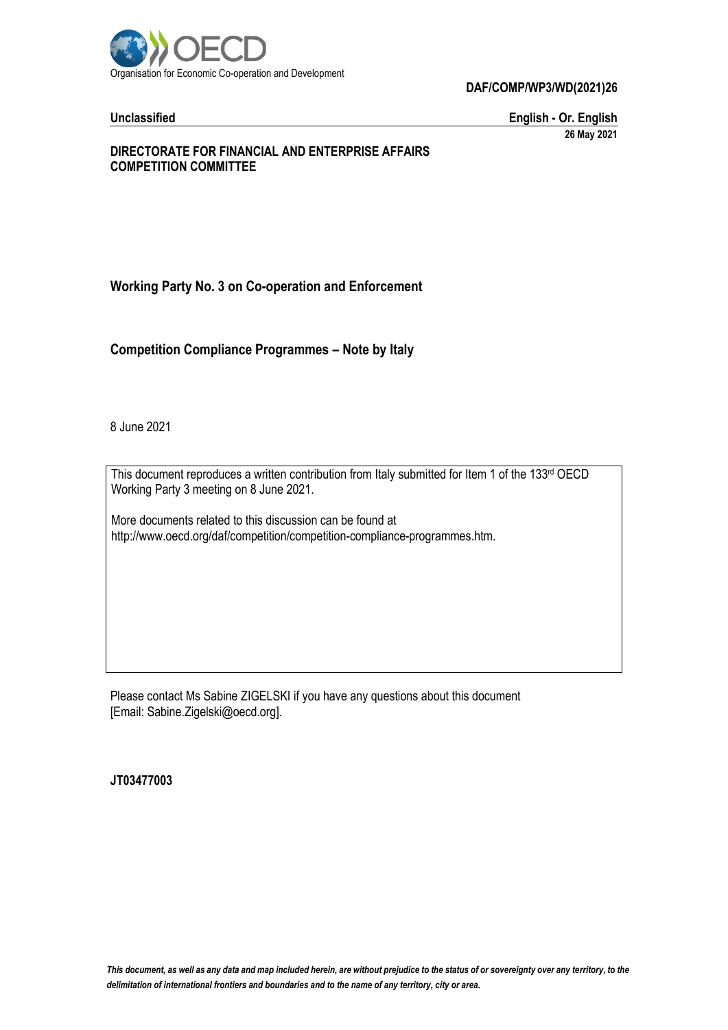Organisation for Economic Co-operation and Development

**DAF/COMP/WP3/WD(2021)26**

**Unclassified** **English - Or. English**

**26 May 2021**

**DIRECTORATE FOR FINANCIAL AND ENTERPRISE AFFAIRS**
**COMPETITION COMMITTEE**

## Working Party No. 3 on Co-operation and Enforcement

## Competition Compliance Programmes – Note by Italy

8 June 2021

This document reproduces a written contribution from Italy submitted for Item 1 of the 133rd OECD Working Party 3 meeting on 8 June 2021.

More documents related to this discussion can be found at http://www.oecd.org/daf/competition/competition-compliance-programmes.htm.

Please contact Ms Sabine ZIGELSKI if you have any questions about this document [Email: Sabine.Zigelski@oecd.org].

**JT03477003**

*This document, as well as any data and map included herein, are without prejudice to the status of or sovereignty over any territory, to the delimitation of international frontiers and boundaries and to the name of any territory, city or area.*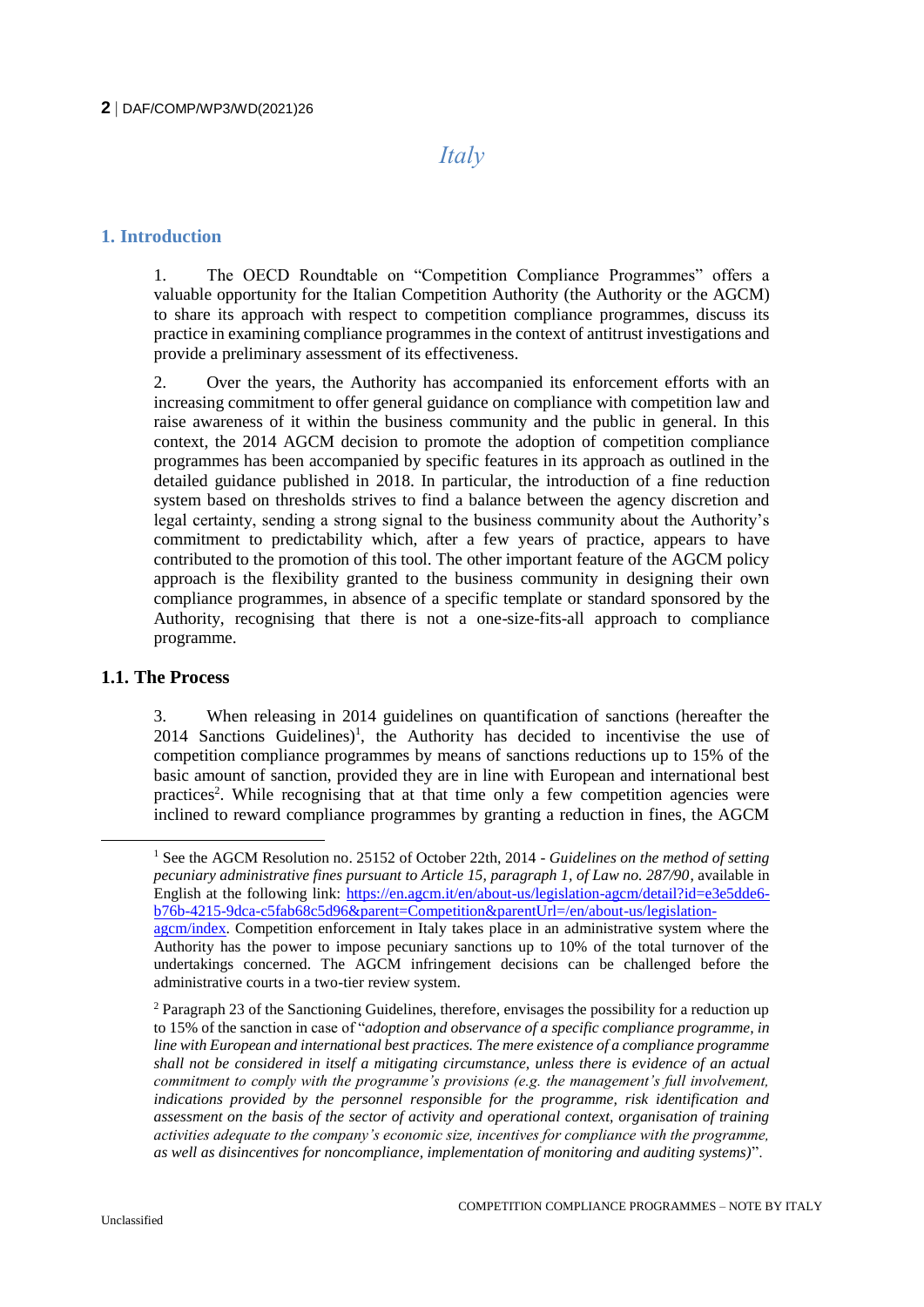# Italy

## 1. Introduction

1. The OECD Roundtable on "Competition Compliance Programmes" offers a valuable opportunity for the Italian Competition Authority (the Authority or the AGCM) to share its approach with respect to competition compliance programmes, discuss its practice in examining compliance programmes in the context of antitrust investigations and provide a preliminary assessment of its effectiveness.

2. Over the years, the Authority has accompanied its enforcement efforts with an increasing commitment to offer general guidance on compliance with competition law and raise awareness of it within the business community and the public in general. In this context, the 2014 AGCM decision to promote the adoption of competition compliance programmes has been accompanied by specific features in its approach as outlined in the detailed guidance published in 2018. In particular, the introduction of a fine reduction system based on thresholds strives to find a balance between the agency discretion and legal certainty, sending a strong signal to the business community about the Authority's commitment to predictability which, after a few years of practice, appears to have contributed to the promotion of this tool. The other important feature of the AGCM policy approach is the flexibility granted to the business community in designing their own compliance programmes, in absence of a specific template or standard sponsored by the Authority, recognising that there is not a one-size-fits-all approach to compliance programme.

### 1.1. The Process

3. When releasing in 2014 guidelines on quantification of sanctions (hereafter the 2014 Sanctions Guidelines)[1], the Authority has decided to incentivise the use of competition compliance programmes by means of sanctions reductions up to 15% of the basic amount of sanction, provided they are in line with European and international best practices[2]. While recognising that at that time only a few competition agencies were inclined to reward compliance programmes by granting a reduction in fines, the AGCM

---

[1] See the AGCM Resolution no. 25152 of October 22th, 2014 - *Guidelines on the method of setting pecuniary administrative fines pursuant to Article 15, paragraph 1, of Law no. 287/90*, available in English at the following link: https://en.agcm.it/en/about-us/legislation-agcm/detail?id=e3e5dde6-b76b-4215-9dca-c5fab68c5d96&parent=Competition&parentUrl=/en/about-us/legislation-agcm/index. Competition enforcement in Italy takes place in an administrative system where the Authority has the power to impose pecuniary sanctions up to 10% of the total turnover of the undertakings concerned. The AGCM infringement decisions can be challenged before the administrative courts in a two-tier review system.

[2] Paragraph 23 of the Sanctioning Guidelines, therefore, envisages the possibility for a reduction up to 15% of the sanction in case of "*adoption and observance of a specific compliance programme, in line with European and international best practices. The mere existence of a compliance programme shall not be considered in itself a mitigating circumstance, unless there is evidence of an actual commitment to comply with the programme's provisions (e.g. the management's full involvement, indications provided by the personnel responsible for the programme, risk identification and assessment on the basis of the sector of activity and operational context, organisation of training activities adequate to the company's economic size, incentives for compliance with the programme, as well as disincentives for noncompliance, implementation of monitoring and auditing systems)*".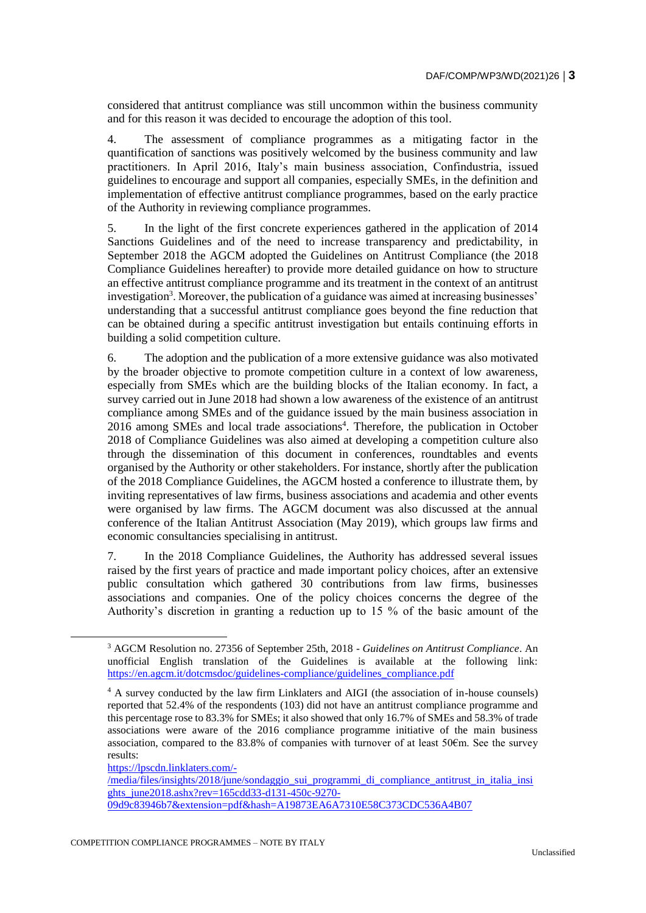considered that antitrust compliance was still uncommon within the business community and for this reason it was decided to encourage the adoption of this tool.

4. The assessment of compliance programmes as a mitigating factor in the quantification of sanctions was positively welcomed by the business community and law practitioners. In April 2016, Italy's main business association, Confindustria, issued guidelines to encourage and support all companies, especially SMEs, in the definition and implementation of effective antitrust compliance programmes, based on the early practice of the Authority in reviewing compliance programmes.

5. In the light of the first concrete experiences gathered in the application of 2014 Sanctions Guidelines and of the need to increase transparency and predictability, in September 2018 the AGCM adopted the Guidelines on Antitrust Compliance (the 2018 Compliance Guidelines hereafter) to provide more detailed guidance on how to structure an effective antitrust compliance programme and its treatment in the context of an antitrust investigation[3]. Moreover, the publication of a guidance was aimed at increasing businesses' understanding that a successful antitrust compliance goes beyond the fine reduction that can be obtained during a specific antitrust investigation but entails continuing efforts in building a solid competition culture.

6. The adoption and the publication of a more extensive guidance was also motivated by the broader objective to promote competition culture in a context of low awareness, especially from SMEs which are the building blocks of the Italian economy. In fact, a survey carried out in June 2018 had shown a low awareness of the existence of an antitrust compliance among SMEs and of the guidance issued by the main business association in 2016 among SMEs and local trade associations[4]. Therefore, the publication in October 2018 of Compliance Guidelines was also aimed at developing a competition culture also through the dissemination of this document in conferences, roundtables and events organised by the Authority or other stakeholders. For instance, shortly after the publication of the 2018 Compliance Guidelines, the AGCM hosted a conference to illustrate them, by inviting representatives of law firms, business associations and academia and other events were organised by law firms. The AGCM document was also discussed at the annual conference of the Italian Antitrust Association (May 2019), which groups law firms and economic consultancies specialising in antitrust.

7. In the 2018 Compliance Guidelines, the Authority has addressed several issues raised by the first years of practice and made important policy choices, after an extensive public consultation which gathered 30 contributions from law firms, businesses associations and companies. One of the policy choices concerns the degree of the Authority's discretion in granting a reduction up to 15 % of the basic amount of the

---

[3] AGCM Resolution no. 27356 of September 25th, 2018 - *Guidelines on Antitrust Compliance*. An unofficial English translation of the Guidelines is available at the following link: https://en.agcm.it/dotcmsdoc/guidelines-compliance/guidelines_compliance.pdf

[4] A survey conducted by the law firm Linklaters and AIGI (the association of in-house counsels) reported that 52.4% of the respondents (103) did not have an antitrust compliance programme and this percentage rose to 83.3% for SMEs; it also showed that only 16.7% of SMEs and 58.3% of trade associations were aware of the 2016 compliance programme initiative of the main business association, compared to the 83.8% of companies with turnover of at least 50€m. See the survey results: https://lpscdn.linklaters.com/-/media/files/insights/2018/june/sondaggio_sui_programmi_di_compliance_antitrust_in_italia_insights_june2018.ashx?rev=165cdd33-d131-450c-9270-09d9c83946b7&extension=pdf&hash=A19873EA6A7310E58C373CDC536A4B07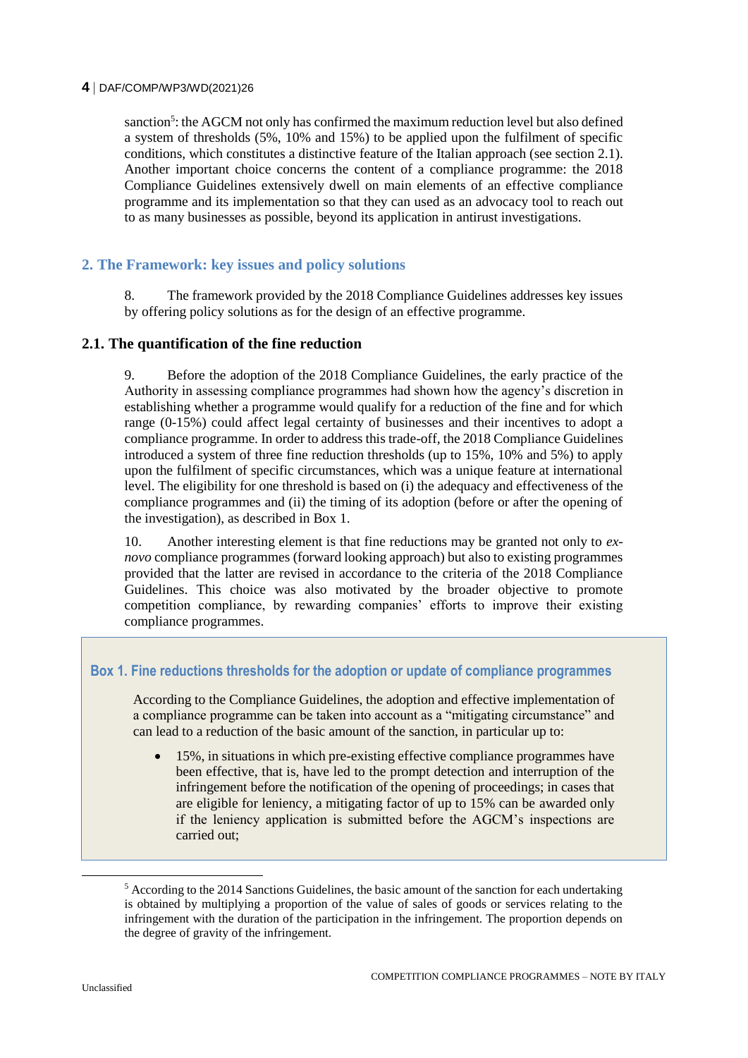sanction[5]: the AGCM not only has confirmed the maximum reduction level but also defined a system of thresholds (5%, 10% and 15%) to be applied upon the fulfilment of specific conditions, which constitutes a distinctive feature of the Italian approach (see section 2.1). Another important choice concerns the content of a compliance programme: the 2018 Compliance Guidelines extensively dwell on main elements of an effective compliance programme and its implementation so that they can used as an advocacy tool to reach out to as many businesses as possible, beyond its application in antirust investigations.

## 2. The Framework: key issues and policy solutions

8. The framework provided by the 2018 Compliance Guidelines addresses key issues by offering policy solutions as for the design of an effective programme.

### 2.1. The quantification of the fine reduction

9. Before the adoption of the 2018 Compliance Guidelines, the early practice of the Authority in assessing compliance programmes had shown how the agency's discretion in establishing whether a programme would qualify for a reduction of the fine and for which range (0-15%) could affect legal certainty of businesses and their incentives to adopt a compliance programme. In order to address this trade-off, the 2018 Compliance Guidelines introduced a system of three fine reduction thresholds (up to 15%, 10% and 5%) to apply upon the fulfilment of specific circumstances, which was a unique feature at international level. The eligibility for one threshold is based on (i) the adequacy and effectiveness of the compliance programmes and (ii) the timing of its adoption (before or after the opening of the investigation), as described in Box 1.

10. Another interesting element is that fine reductions may be granted not only to *ex-novo* compliance programmes (forward looking approach) but also to existing programmes provided that the latter are revised in accordance to the criteria of the 2018 Compliance Guidelines. This choice was also motivated by the broader objective to promote competition compliance, by rewarding companies' efforts to improve their existing compliance programmes.

**Box 1. Fine reductions thresholds for the adoption or update of compliance programmes**

According to the Compliance Guidelines, the adoption and effective implementation of a compliance programme can be taken into account as a "mitigating circumstance" and can lead to a reduction of the basic amount of the sanction, in particular up to:

- 15%, in situations in which pre-existing effective compliance programmes have been effective, that is, have led to the prompt detection and interruption of the infringement before the notification of the opening of proceedings; in cases that are eligible for leniency, a mitigating factor of up to 15% can be awarded only if the leniency application is submitted before the AGCM's inspections are carried out;

[5] According to the 2014 Sanctions Guidelines, the basic amount of the sanction for each undertaking is obtained by multiplying a proportion of the value of sales of goods or services relating to the infringement with the duration of the participation in the infringement. The proportion depends on the degree of gravity of the infringement.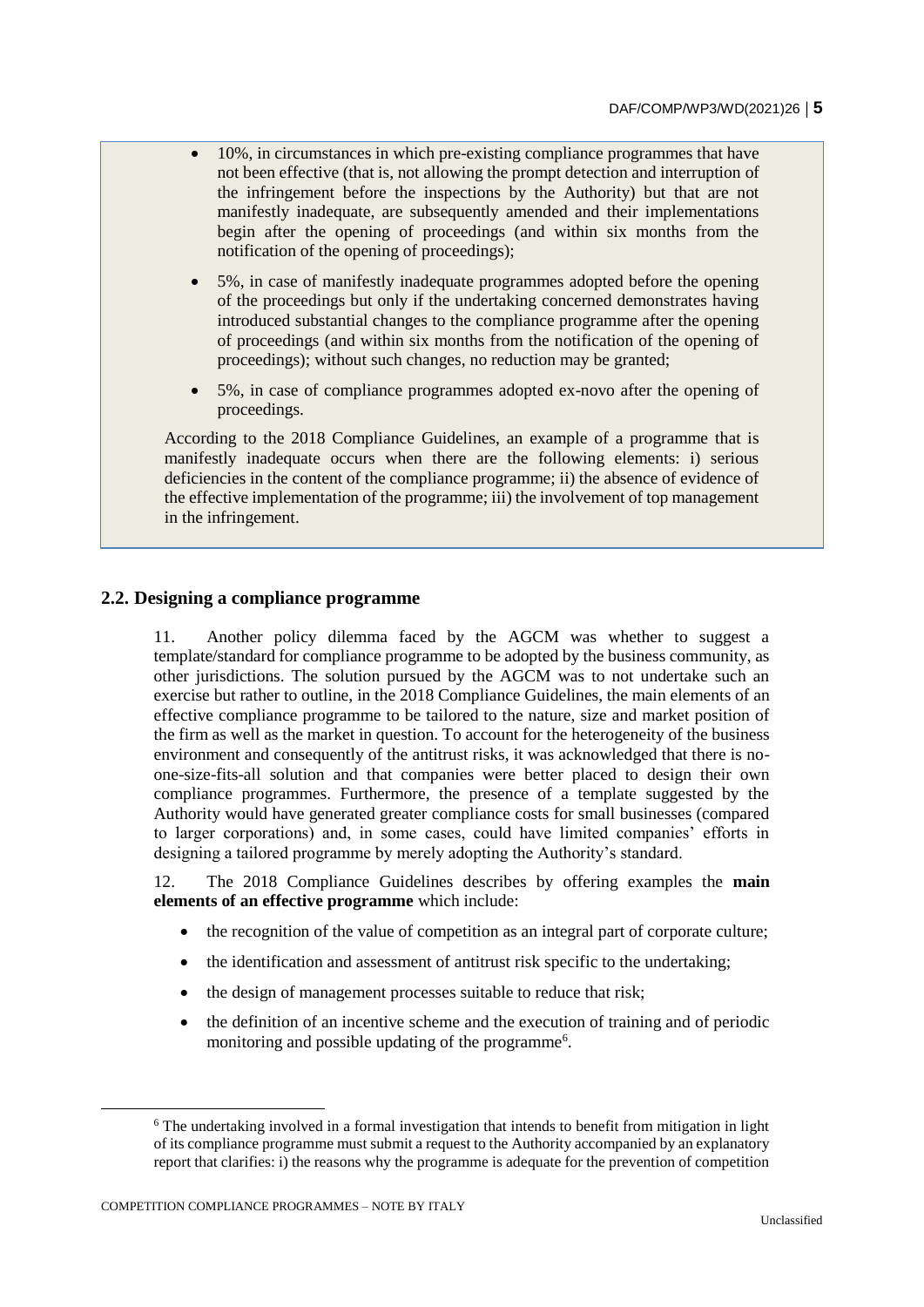- 10%, in circumstances in which pre-existing compliance programmes that have not been effective (that is, not allowing the prompt detection and interruption of the infringement before the inspections by the Authority) but that are not manifestly inadequate, are subsequently amended and their implementations begin after the opening of proceedings (and within six months from the notification of the opening of proceedings);
- 5%, in case of manifestly inadequate programmes adopted before the opening of the proceedings but only if the undertaking concerned demonstrates having introduced substantial changes to the compliance programme after the opening of proceedings (and within six months from the notification of the opening of proceedings); without such changes, no reduction may be granted;
- 5%, in case of compliance programmes adopted ex-novo after the opening of proceedings.

According to the 2018 Compliance Guidelines, an example of a programme that is manifestly inadequate occurs when there are the following elements: i) serious deficiencies in the content of the compliance programme; ii) the absence of evidence of the effective implementation of the programme; iii) the involvement of top management in the infringement.

## 2.2. Designing a compliance programme

11. Another policy dilemma faced by the AGCM was whether to suggest a template/standard for compliance programme to be adopted by the business community, as other jurisdictions. The solution pursued by the AGCM was to not undertake such an exercise but rather to outline, in the 2018 Compliance Guidelines, the main elements of an effective compliance programme to be tailored to the nature, size and market position of the firm as well as the market in question. To account for the heterogeneity of the business environment and consequently of the antitrust risks, it was acknowledged that there is no-one-size-fits-all solution and that companies were better placed to design their own compliance programmes. Furthermore, the presence of a template suggested by the Authority would have generated greater compliance costs for small businesses (compared to larger corporations) and, in some cases, could have limited companies' efforts in designing a tailored programme by merely adopting the Authority's standard.

12. The 2018 Compliance Guidelines describes by offering examples the **main elements of an effective programme** which include:

- the recognition of the value of competition as an integral part of corporate culture;
- the identification and assessment of antitrust risk specific to the undertaking;
- the design of management processes suitable to reduce that risk;
- the definition of an incentive scheme and the execution of training and of periodic monitoring and possible updating of the programme[6].

[6] The undertaking involved in a formal investigation that intends to benefit from mitigation in light of its compliance programme must submit a request to the Authority accompanied by an explanatory report that clarifies: i) the reasons why the programme is adequate for the prevention of competition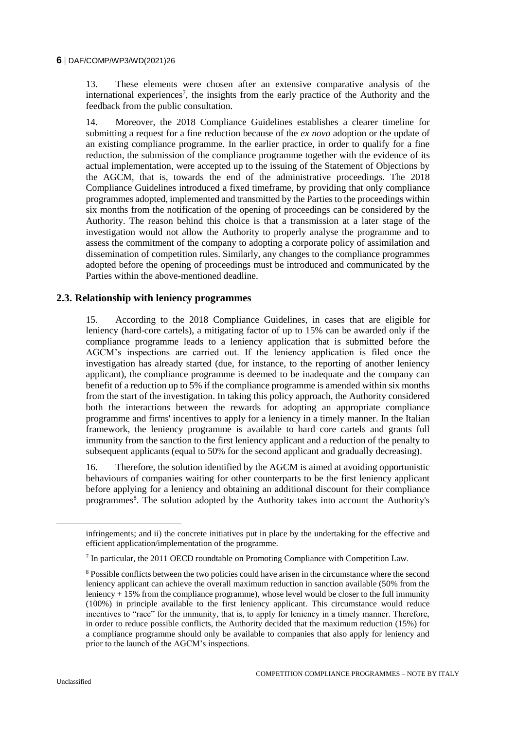13. These elements were chosen after an extensive comparative analysis of the international experiences[7], the insights from the early practice of the Authority and the feedback from the public consultation.

14. Moreover, the 2018 Compliance Guidelines establishes a clearer timeline for submitting a request for a fine reduction because of the *ex novo* adoption or the update of an existing compliance programme. In the earlier practice, in order to qualify for a fine reduction, the submission of the compliance programme together with the evidence of its actual implementation, were accepted up to the issuing of the Statement of Objections by the AGCM, that is, towards the end of the administrative proceedings. The 2018 Compliance Guidelines introduced a fixed timeframe, by providing that only compliance programmes adopted, implemented and transmitted by the Parties to the proceedings within six months from the notification of the opening of proceedings can be considered by the Authority. The reason behind this choice is that a transmission at a later stage of the investigation would not allow the Authority to properly analyse the programme and to assess the commitment of the company to adopting a corporate policy of assimilation and dissemination of competition rules. Similarly, any changes to the compliance programmes adopted before the opening of proceedings must be introduced and communicated by the Parties within the above-mentioned deadline.

## 2.3. Relationship with leniency programmes

15. According to the 2018 Compliance Guidelines, in cases that are eligible for leniency (hard-core cartels), a mitigating factor of up to 15% can be awarded only if the compliance programme leads to a leniency application that is submitted before the AGCM's inspections are carried out. If the leniency application is filed once the investigation has already started (due, for instance, to the reporting of another leniency applicant), the compliance programme is deemed to be inadequate and the company can benefit of a reduction up to 5% if the compliance programme is amended within six months from the start of the investigation. In taking this policy approach, the Authority considered both the interactions between the rewards for adopting an appropriate compliance programme and firms' incentives to apply for a leniency in a timely manner. In the Italian framework, the leniency programme is available to hard core cartels and grants full immunity from the sanction to the first leniency applicant and a reduction of the penalty to subsequent applicants (equal to 50% for the second applicant and gradually decreasing).

16. Therefore, the solution identified by the AGCM is aimed at avoiding opportunistic behaviours of companies waiting for other counterparts to be the first leniency applicant before applying for a leniency and obtaining an additional discount for their compliance programmes[8]. The solution adopted by the Authority takes into account the Authority's

---

infringements; and ii) the concrete initiatives put in place by the undertaking for the effective and efficient application/implementation of the programme.

[7] In particular, the 2011 OECD roundtable on Promoting Compliance with Competition Law.

[8] Possible conflicts between the two policies could have arisen in the circumstance where the second leniency applicant can achieve the overall maximum reduction in sanction available (50% from the leniency + 15% from the compliance programme), whose level would be closer to the full immunity (100%) in principle available to the first leniency applicant. This circumstance would reduce incentives to "race" for the immunity, that is, to apply for leniency in a timely manner. Therefore, in order to reduce possible conflicts, the Authority decided that the maximum reduction (15%) for a compliance programme should only be available to companies that also apply for leniency and prior to the launch of the AGCM's inspections.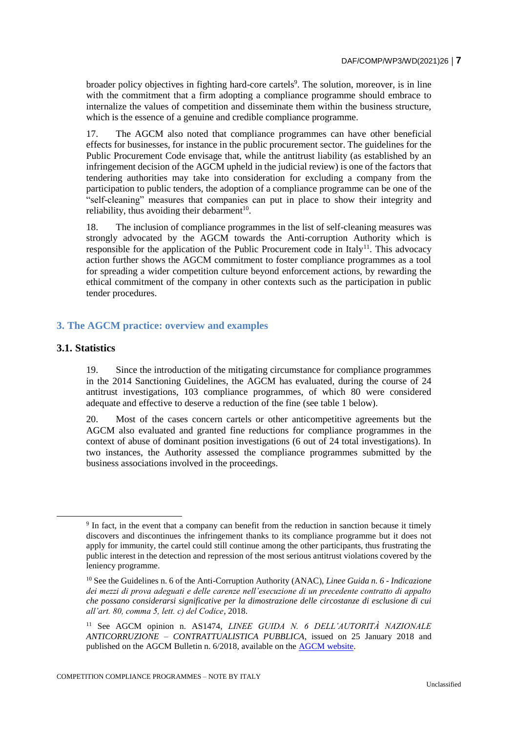broader policy objectives in fighting hard-core cartels[9]. The solution, moreover, is in line with the commitment that a firm adopting a compliance programme should embrace to internalize the values of competition and disseminate them within the business structure, which is the essence of a genuine and credible compliance programme.

17. The AGCM also noted that compliance programmes can have other beneficial effects for businesses, for instance in the public procurement sector. The guidelines for the Public Procurement Code envisage that, while the antitrust liability (as established by an infringement decision of the AGCM upheld in the judicial review) is one of the factors that tendering authorities may take into consideration for excluding a company from the participation to public tenders, the adoption of a compliance programme can be one of the "self-cleaning" measures that companies can put in place to show their integrity and reliability, thus avoiding their debarment[10].

18. The inclusion of compliance programmes in the list of self-cleaning measures was strongly advocated by the AGCM towards the Anti-corruption Authority which is responsible for the application of the Public Procurement code in Italy[11]. This advocacy action further shows the AGCM commitment to foster compliance programmes as a tool for spreading a wider competition culture beyond enforcement actions, by rewarding the ethical commitment of the company in other contexts such as the participation in public tender procedures.

## 3. The AGCM practice: overview and examples

### 3.1. Statistics

19. Since the introduction of the mitigating circumstance for compliance programmes in the 2014 Sanctioning Guidelines, the AGCM has evaluated, during the course of 24 antitrust investigations, 103 compliance programmes, of which 80 were considered adequate and effective to deserve a reduction of the fine (see table 1 below).

20. Most of the cases concern cartels or other anticompetitive agreements but the AGCM also evaluated and granted fine reductions for compliance programmes in the context of abuse of dominant position investigations (6 out of 24 total investigations). In two instances, the Authority assessed the compliance programmes submitted by the business associations involved in the proceedings.

---

[9] In fact, in the event that a company can benefit from the reduction in sanction because it timely discovers and discontinues the infringement thanks to its compliance programme but it does not apply for immunity, the cartel could still continue among the other participants, thus frustrating the public interest in the detection and repression of the most serious antitrust violations covered by the leniency programme.

[10] See the Guidelines n. 6 of the Anti-Corruption Authority (ANAC), *Linee Guida n. 6 - Indicazione dei mezzi di prova adeguati e delle carenze nell'esecuzione di un precedente contratto di appalto che possano considerarsi significative per la dimostrazione delle circostanze di esclusione di cui all'art. 80, comma 5, lett. c) del Codice*, 2018.

[11] See AGCM opinion n. AS1474, *LINEE GUIDA N. 6 DELL'AUTORITÀ NAZIONALE ANTICORRUZIONE – CONTRATTUALISTICA PUBBLICA*, issued on 25 January 2018 and published on the AGCM Bulletin n. 6/2018, available on the AGCM website.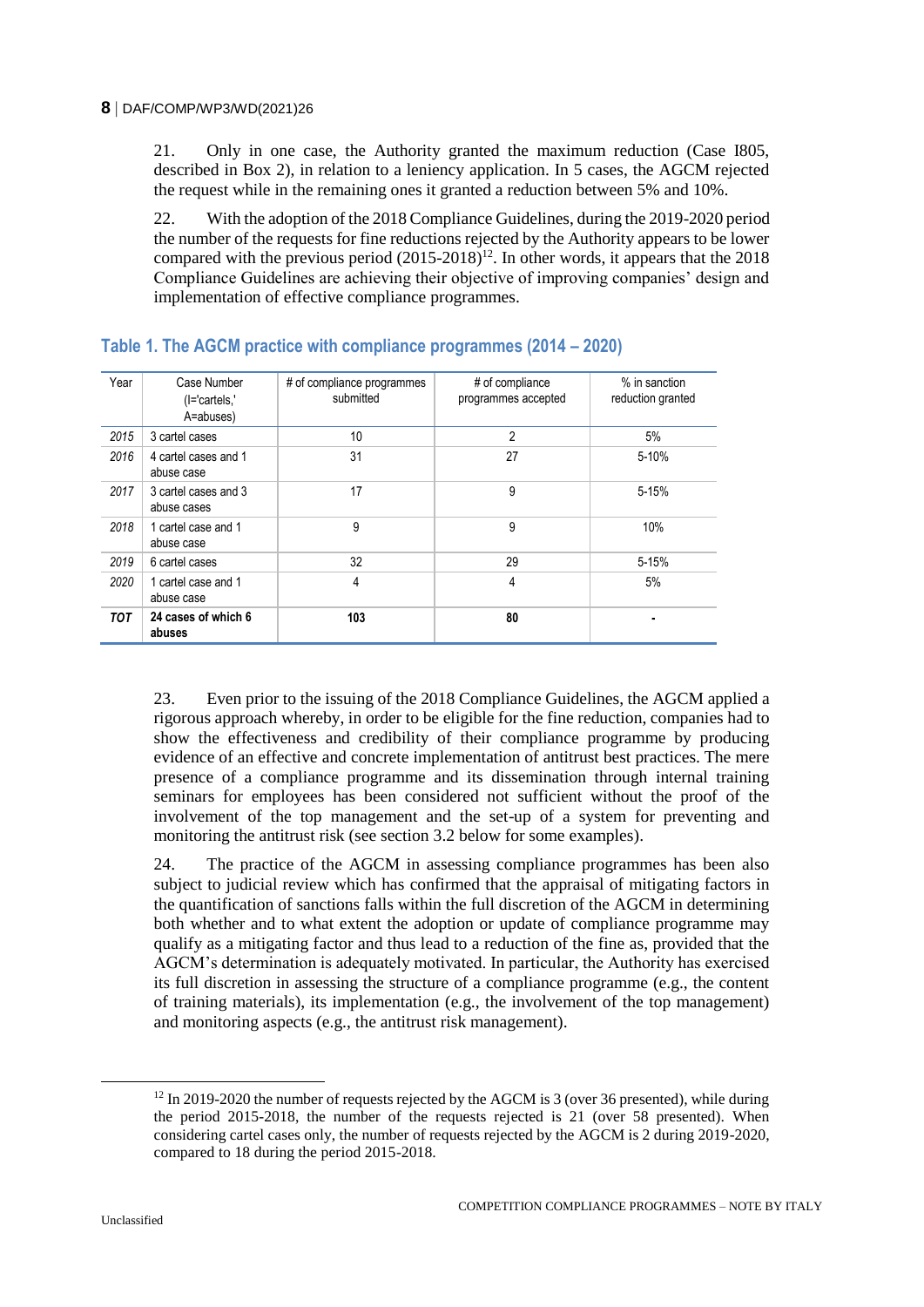21. Only in one case, the Authority granted the maximum reduction (Case I805, described in Box 2), in relation to a leniency application. In 5 cases, the AGCM rejected the request while in the remaining ones it granted a reduction between 5% and 10%.

22. With the adoption of the 2018 Compliance Guidelines, during the 2019-2020 period the number of the requests for fine reductions rejected by the Authority appears to be lower compared with the previous period (2015-2018)[12]. In other words, it appears that the 2018 Compliance Guidelines are achieving their objective of improving companies' design and implementation of effective compliance programmes.

### Table 1. The AGCM practice with compliance programmes (2014 – 2020)

| Year | Case Number (I='cartels,' A=abuses) | # of compliance programmes submitted | # of compliance programmes accepted | % in sanction reduction granted |
|---|---|---|---|---|
| *2015* | 3 cartel cases | 10 | 2 | 5% |
| *2016* | 4 cartel cases and 1 abuse case | 31 | 27 | 5-10% |
| *2017* | 3 cartel cases and 3 abuse cases | 17 | 9 | 5-15% |
| *2018* | 1 cartel case and 1 abuse case | 9 | 9 | 10% |
| *2019* | 6 cartel cases | 32 | 29 | 5-15% |
| *2020* | 1 cartel case and 1 abuse case | 4 | 4 | 5% |
| ***TOT*** | **24 cases of which 6 abuses** | **103** | **80** | **-** |

23. Even prior to the issuing of the 2018 Compliance Guidelines, the AGCM applied a rigorous approach whereby, in order to be eligible for the fine reduction, companies had to show the effectiveness and credibility of their compliance programme by producing evidence of an effective and concrete implementation of antitrust best practices. The mere presence of a compliance programme and its dissemination through internal training seminars for employees has been considered not sufficient without the proof of the involvement of the top management and the set-up of a system for preventing and monitoring the antitrust risk (see section 3.2 below for some examples).

24. The practice of the AGCM in assessing compliance programmes has been also subject to judicial review which has confirmed that the appraisal of mitigating factors in the quantification of sanctions falls within the full discretion of the AGCM in determining both whether and to what extent the adoption or update of compliance programme may qualify as a mitigating factor and thus lead to a reduction of the fine as, provided that the AGCM's determination is adequately motivated. In particular, the Authority has exercised its full discretion in assessing the structure of a compliance programme (e.g., the content of training materials), its implementation (e.g., the involvement of the top management) and monitoring aspects (e.g., the antitrust risk management).

[12] In 2019-2020 the number of requests rejected by the AGCM is 3 (over 36 presented), while during the period 2015-2018, the number of the requests rejected is 21 (over 58 presented). When considering cartel cases only, the number of requests rejected by the AGCM is 2 during 2019-2020, compared to 18 during the period 2015-2018.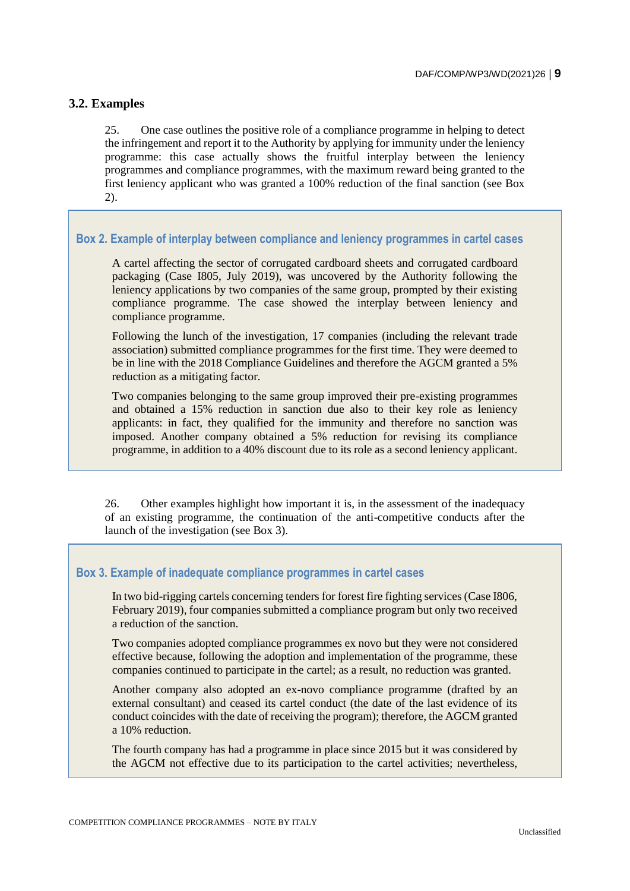### 3.2. Examples

25. One case outlines the positive role of a compliance programme in helping to detect the infringement and report it to the Authority by applying for immunity under the leniency programme: this case actually shows the fruitful interplay between the leniency programmes and compliance programmes, with the maximum reward being granted to the first leniency applicant who was granted a 100% reduction of the final sanction (see Box 2).

> **Box 2. Example of interplay between compliance and leniency programmes in cartel cases**
>
> A cartel affecting the sector of corrugated cardboard sheets and corrugated cardboard packaging (Case I805, July 2019), was uncovered by the Authority following the leniency applications by two companies of the same group, prompted by their existing compliance programme. The case showed the interplay between leniency and compliance programme.
>
> Following the lunch of the investigation, 17 companies (including the relevant trade association) submitted compliance programmes for the first time. They were deemed to be in line with the 2018 Compliance Guidelines and therefore the AGCM granted a 5% reduction as a mitigating factor.
>
> Two companies belonging to the same group improved their pre-existing programmes and obtained a 15% reduction in sanction due also to their key role as leniency applicants: in fact, they qualified for the immunity and therefore no sanction was imposed. Another company obtained a 5% reduction for revising its compliance programme, in addition to a 40% discount due to its role as a second leniency applicant.

26. Other examples highlight how important it is, in the assessment of the inadequacy of an existing programme, the continuation of the anti-competitive conducts after the launch of the investigation (see Box 3).

> **Box 3. Example of inadequate compliance programmes in cartel cases**
>
> In two bid-rigging cartels concerning tenders for forest fire fighting services (Case I806, February 2019), four companies submitted a compliance program but only two received a reduction of the sanction.
>
> Two companies adopted compliance programmes ex novo but they were not considered effective because, following the adoption and implementation of the programme, these companies continued to participate in the cartel; as a result, no reduction was granted.
>
> Another company also adopted an ex-novo compliance programme (drafted by an external consultant) and ceased its cartel conduct (the date of the last evidence of its conduct coincides with the date of receiving the program); therefore, the AGCM granted a 10% reduction.
>
> The fourth company has had a programme in place since 2015 but it was considered by the AGCM not effective due to its participation to the cartel activities; nevertheless,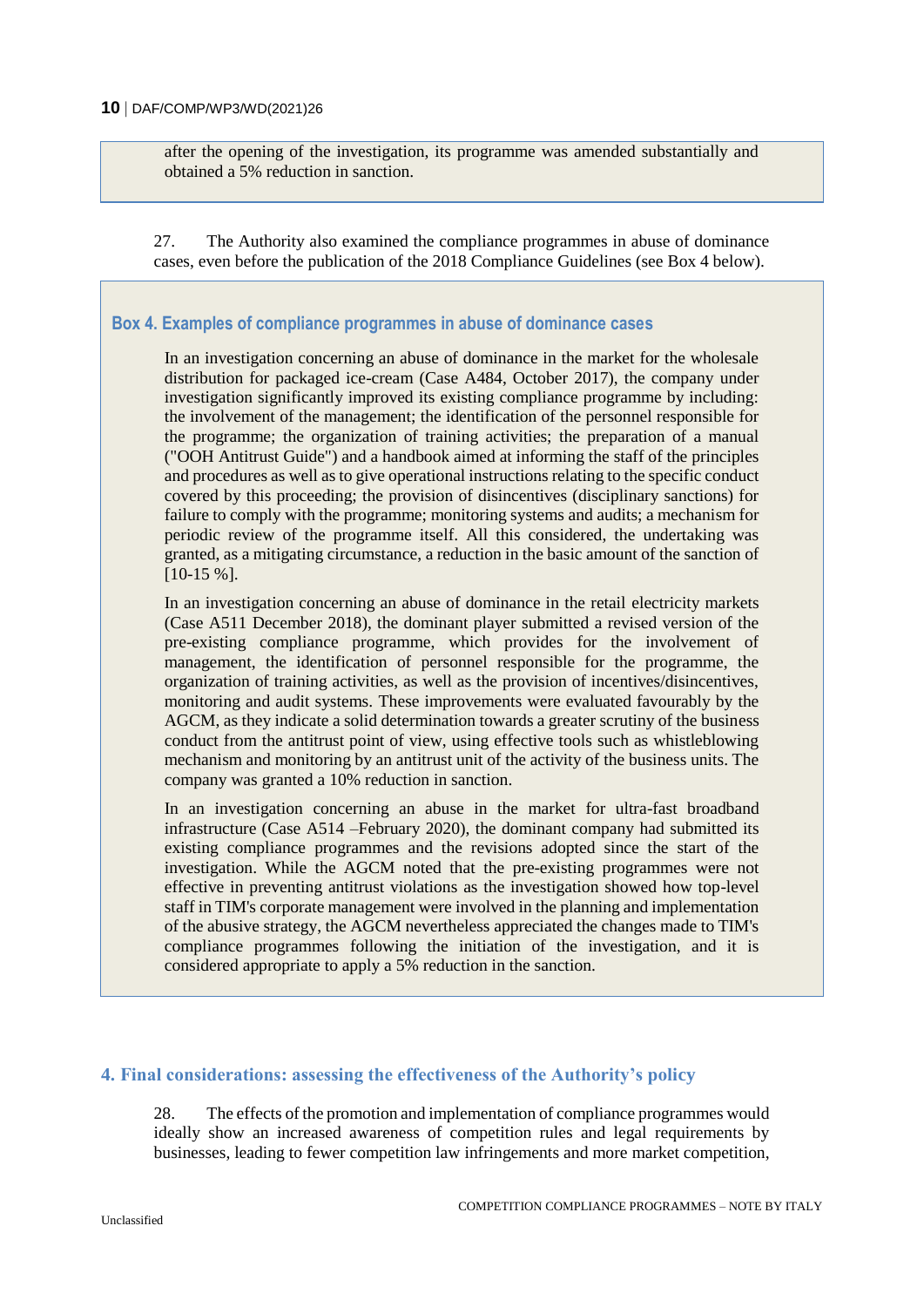after the opening of the investigation, its programme was amended substantially and obtained a 5% reduction in sanction.

27. The Authority also examined the compliance programmes in abuse of dominance cases, even before the publication of the 2018 Compliance Guidelines (see Box 4 below).

### Box 4. Examples of compliance programmes in abuse of dominance cases

In an investigation concerning an abuse of dominance in the market for the wholesale distribution for packaged ice-cream (Case A484, October 2017), the company under investigation significantly improved its existing compliance programme by including: the involvement of the management; the identification of the personnel responsible for the programme; the organization of training activities; the preparation of a manual ("OOH Antitrust Guide") and a handbook aimed at informing the staff of the principles and procedures as well as to give operational instructions relating to the specific conduct covered by this proceeding; the provision of disincentives (disciplinary sanctions) for failure to comply with the programme; monitoring systems and audits; a mechanism for periodic review of the programme itself. All this considered, the undertaking was granted, as a mitigating circumstance, a reduction in the basic amount of the sanction of [10-15 %].

In an investigation concerning an abuse of dominance in the retail electricity markets (Case A511 December 2018), the dominant player submitted a revised version of the pre-existing compliance programme, which provides for the involvement of management, the identification of personnel responsible for the programme, the organization of training activities, as well as the provision of incentives/disincentives, monitoring and audit systems. These improvements were evaluated favourably by the AGCM, as they indicate a solid determination towards a greater scrutiny of the business conduct from the antitrust point of view, using effective tools such as whistleblowing mechanism and monitoring by an antitrust unit of the activity of the business units. The company was granted a 10% reduction in sanction.

In an investigation concerning an abuse in the market for ultra-fast broadband infrastructure (Case A514 –February 2020), the dominant company had submitted its existing compliance programmes and the revisions adopted since the start of the investigation. While the AGCM noted that the pre-existing programmes were not effective in preventing antitrust violations as the investigation showed how top-level staff in TIM's corporate management were involved in the planning and implementation of the abusive strategy, the AGCM nevertheless appreciated the changes made to TIM's compliance programmes following the initiation of the investigation, and it is considered appropriate to apply a 5% reduction in the sanction.

## 4. Final considerations: assessing the effectiveness of the Authority's policy

28. The effects of the promotion and implementation of compliance programmes would ideally show an increased awareness of competition rules and legal requirements by businesses, leading to fewer competition law infringements and more market competition,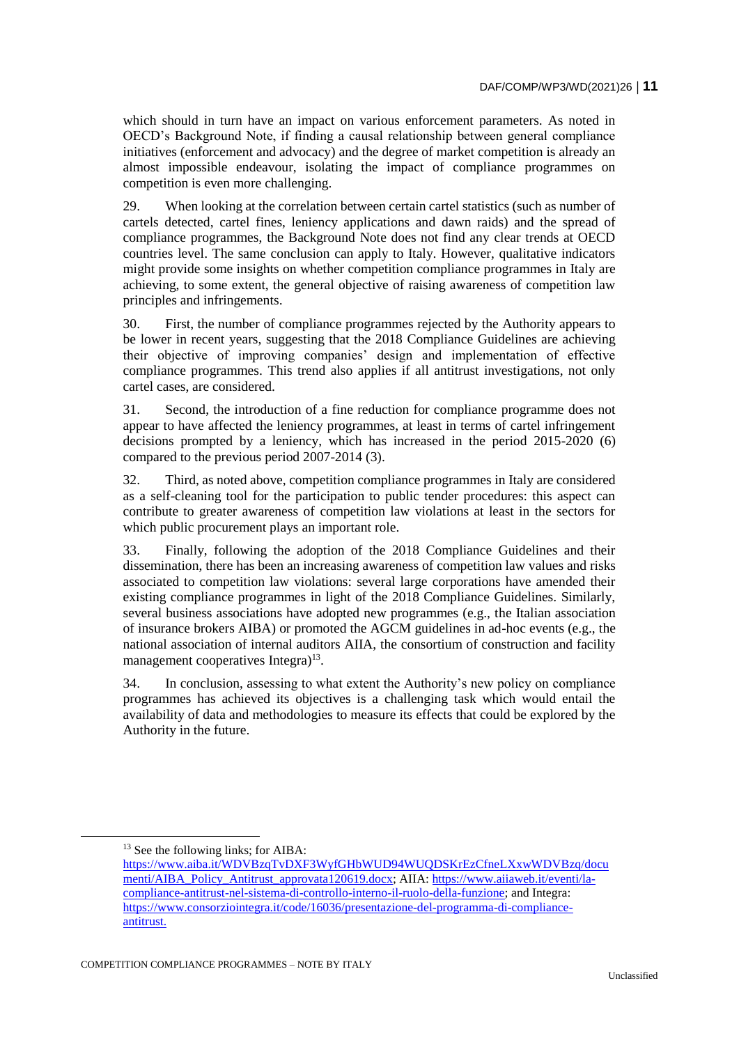which should in turn have an impact on various enforcement parameters. As noted in OECD's Background Note, if finding a causal relationship between general compliance initiatives (enforcement and advocacy) and the degree of market competition is already an almost impossible endeavour, isolating the impact of compliance programmes on competition is even more challenging.

29. When looking at the correlation between certain cartel statistics (such as number of cartels detected, cartel fines, leniency applications and dawn raids) and the spread of compliance programmes, the Background Note does not find any clear trends at OECD countries level. The same conclusion can apply to Italy. However, qualitative indicators might provide some insights on whether competition compliance programmes in Italy are achieving, to some extent, the general objective of raising awareness of competition law principles and infringements.

30. First, the number of compliance programmes rejected by the Authority appears to be lower in recent years, suggesting that the 2018 Compliance Guidelines are achieving their objective of improving companies' design and implementation of effective compliance programmes. This trend also applies if all antitrust investigations, not only cartel cases, are considered.

31. Second, the introduction of a fine reduction for compliance programme does not appear to have affected the leniency programmes, at least in terms of cartel infringement decisions prompted by a leniency, which has increased in the period 2015-2020 (6) compared to the previous period 2007-2014 (3).

32. Third, as noted above, competition compliance programmes in Italy are considered as a self-cleaning tool for the participation to public tender procedures: this aspect can contribute to greater awareness of competition law violations at least in the sectors for which public procurement plays an important role.

33. Finally, following the adoption of the 2018 Compliance Guidelines and their dissemination, there has been an increasing awareness of competition law values and risks associated to competition law violations: several large corporations have amended their existing compliance programmes in light of the 2018 Compliance Guidelines. Similarly, several business associations have adopted new programmes (e.g., the Italian association of insurance brokers AIBA) or promoted the AGCM guidelines in ad-hoc events (e.g., the national association of internal auditors AIIA, the consortium of construction and facility management cooperatives Integra)[13].

34. In conclusion, assessing to what extent the Authority's new policy on compliance programmes has achieved its objectives is a challenging task which would entail the availability of data and methodologies to measure its effects that could be explored by the Authority in the future.

[13] See the following links; for AIBA: https://www.aiba.it/WDVBzqTvDXF3WyfGHbWUD94WUQDSKrEzCfneLXxwWDVBzq/documenti/AIBA_Policy_Antitrust_approvata120619.docx; AIIA: https://www.aiiaweb.it/eventi/la-compliance-antitrust-nel-sistema-di-controllo-interno-il-ruolo-della-funzione; and Integra: https://www.consorziointegra.it/code/16036/presentazione-del-programma-di-compliance-antitrust.